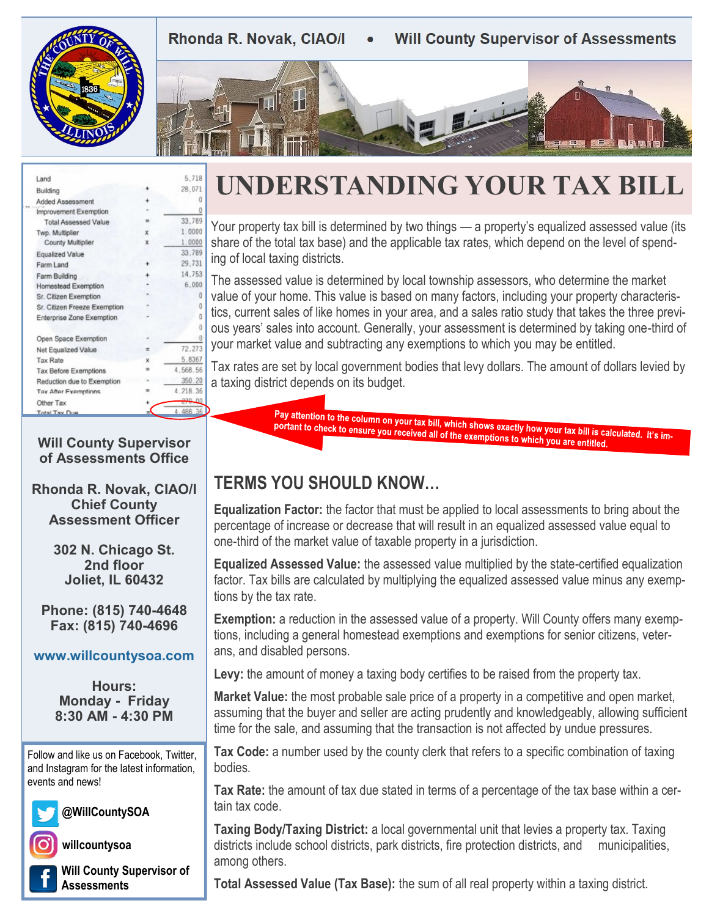Rhonda R. Novak, CIAO/I • Will County Supervisor of Assessments

| | | |
|---|---|---|
| Land | | 5,718 |
| Building | + | 28,071 |
| Added Assessment | + | 0 |
| Improvement Exemption | - | 0 |
| Total Assessed Value | = | 33,789 |
| Twp. Multiplier | x | 1.0000 |
| County Multiplier | x | 1.0000 |
| Equalized Value | | 33,789 |
| Farm Land | + | 29,731 |
| Farm Building | + | 14,753 |
| Homestead Exemption | - | 6,000 |
| Sr. Citizen Exemption | - | 0 |
| Sr. Citizen Freeze Exemption | - | 0 |
| Enterprise Zone Exemption | - | 0 |
| | | 0 |
| Open Space Exemption | - | 0 |
| Net Equalized Value | = | 72,273 |
| Tax Rate | x | 5.8367 |
| Tax Before Exemptions | = | 4,568.56 |
| Reduction due to Exemption | - | 350.20 |
| Tax After Exemptions | = | 4,218.36 |
| Other Tax | + | 270.00 |
| Total Tax Due | = | 4,488.36 |

# UNDERSTANDING YOUR TAX BILL

Your property tax bill is determined by two things — a property's equalized assessed value (its share of the total tax base) and the applicable tax rates, which depend on the level of spending of local taxing districts.

The assessed value is determined by local township assessors, who determine the market value of your home. This value is based on many factors, including your property characteristics, current sales of like homes in your area, and a sales ratio study that takes the three previous years' sales into account. Generally, your assessment is determined by taking one-third of your market value and subtracting any exemptions to which you may be entitled.

Tax rates are set by local government bodies that levy dollars. The amount of dollars levied by a taxing district depends on its budget.

**Pay attention to the column on your tax bill, which shows exactly how your tax bill is calculated. It's important to check to ensure you received all of the exemptions to which you are entitled.**

## TERMS YOU SHOULD KNOW…

**Equalization Factor:** the factor that must be applied to local assessments to bring about the percentage of increase or decrease that will result in an equalized assessed value equal to one-third of the market value of taxable property in a jurisdiction.

**Equalized Assessed Value:** the assessed value multiplied by the state-certified equalization factor. Tax bills are calculated by multiplying the equalized assessed value minus any exemptions by the tax rate.

**Exemption:** a reduction in the assessed value of a property. Will County offers many exemptions, including a general homestead exemptions and exemptions for senior citizens, veterans, and disabled persons.

**Levy:** the amount of money a taxing body certifies to be raised from the property tax.

**Market Value:** the most probable sale price of a property in a competitive and open market, assuming that the buyer and seller are acting prudently and knowledgeably, allowing sufficient time for the sale, and assuming that the transaction is not affected by undue pressures.

**Tax Code:** a number used by the county clerk that refers to a specific combination of taxing bodies.

**Tax Rate:** the amount of tax due stated in terms of a percentage of the tax base within a certain tax code.

**Taxing Body/Taxing District:** a local governmental unit that levies a property tax. Taxing districts include school districts, park districts, fire protection districts, and municipalities, among others.

**Total Assessed Value (Tax Base):** the sum of all real property within a taxing district.

**Will County Supervisor of Assessments Office**

**Rhonda R. Novak, CIAO/I**
**Chief County Assessment Officer**

**302 N. Chicago St.**
**2nd floor**
**Joliet, IL 60432**

**Phone: (815) 740-4648**
**Fax: (815) 740-4696**

**www.willcountysoa.com**

**Hours:**
**Monday - Friday**
**8:30 AM - 4:30 PM**

Follow and like us on Facebook, Twitter, and Instagram for the latest information, events and news!

**@WillCountySOA**

**willcountysoa**

**Will County Supervisor of Assessments**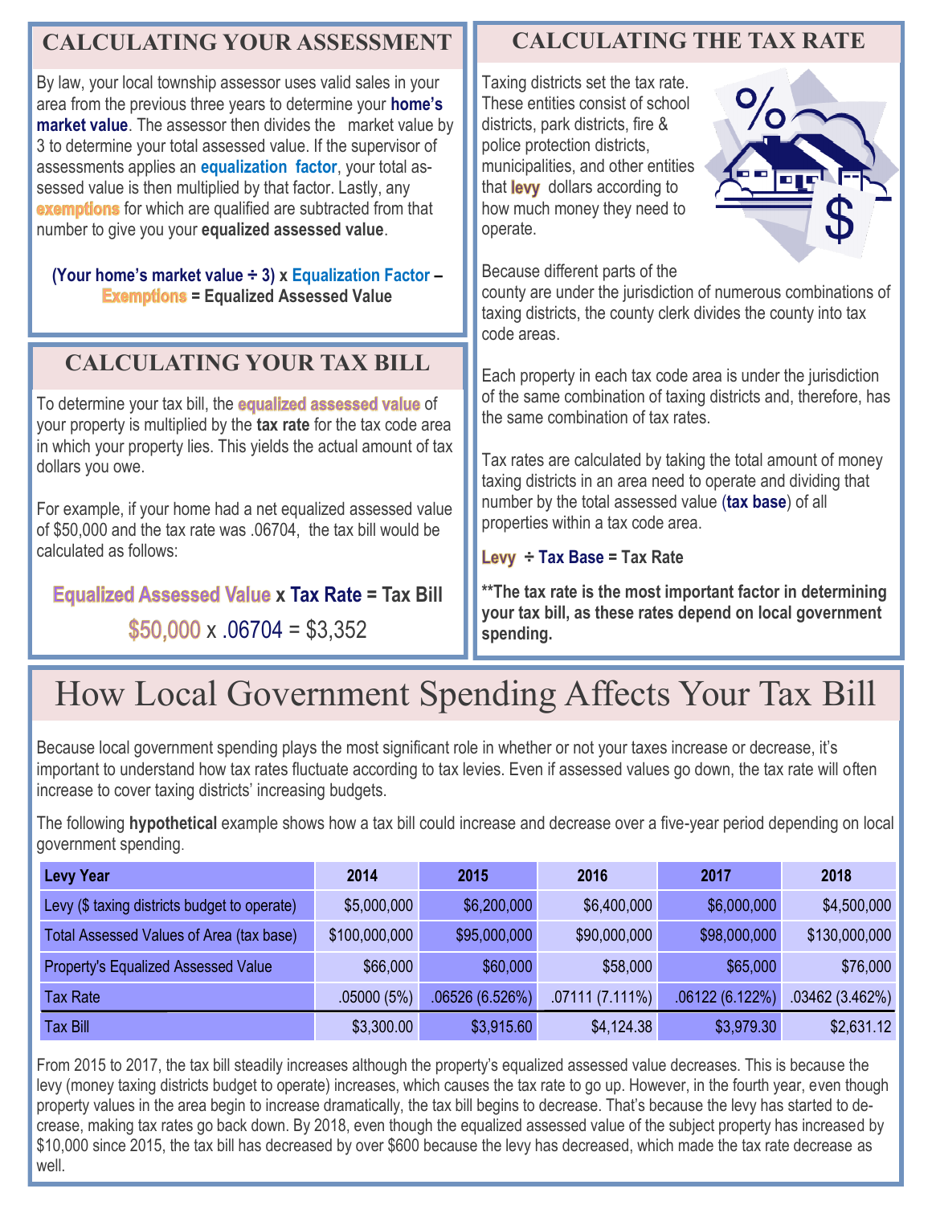## CALCULATING YOUR ASSESSMENT

By law, your local township assessor uses valid sales in your area from the previous three years to determine your **home's market value**. The assessor then divides the market value by 3 to determine your total assessed value. If the supervisor of assessments applies an **equalization factor**, your total assessed value is then multiplied by that factor. Lastly, any **exemptions** for which are qualified are subtracted from that number to give you your **equalized assessed value**.

**(Your home's market value ÷ 3) x Equalization Factor – Exemptions = Equalized Assessed Value**

## CALCULATING YOUR TAX BILL

To determine your tax bill, the **equalized assessed value** of your property is multiplied by the **tax rate** for the tax code area in which your property lies. This yields the actual amount of tax dollars you owe.

For example, if your home had a net equalized assessed value of $50,000 and the tax rate was .06704, the tax bill would be calculated as follows:

**Equalized Assessed Value x Tax Rate = Tax Bill**

$50,000 x .06704 = $3,352

## CALCULATING THE TAX RATE

Taxing districts set the tax rate. These entities consist of school districts, park districts, fire & police protection districts, municipalities, and other entities that **levy** dollars according to how much money they need to operate.

Because different parts of the county are under the jurisdiction of numerous combinations of taxing districts, the county clerk divides the county into tax code areas.

Each property in each tax code area is under the jurisdiction of the same combination of taxing districts and, therefore, has the same combination of tax rates.

Tax rates are calculated by taking the total amount of money taxing districts in an area need to operate and dividing that number by the total assessed value (**tax base**) of all properties within a tax code area.

**Levy ÷ Tax Base = Tax Rate**

****The tax rate is the most important factor in determining your tax bill, as these rates depend on local government spending.**

# How Local Government Spending Affects Your Tax Bill

Because local government spending plays the most significant role in whether or not your taxes increase or decrease, it's important to understand how tax rates fluctuate according to tax levies. Even if assessed values go down, the tax rate will often increase to cover taxing districts' increasing budgets.

The following **hypothetical** example shows how a tax bill could increase and decrease over a five-year period depending on local government spending.

| Levy Year | 2014 | 2015 | 2016 | 2017 | 2018 |
|---|---|---|---|---|---|
| Levy ($ taxing districts budget to operate) | $5,000,000 | $6,200,000 | $6,400,000 | $6,000,000 | $4,500,000 |
| Total Assessed Values of Area (tax base) | $100,000,000 | $95,000,000 | $90,000,000 | $98,000,000 | $130,000,000 |
| Property's Equalized Assessed Value | $66,000 | $60,000 | $58,000 | $65,000 | $76,000 |
| Tax Rate | .05000 (5%) | .06526 (6.526%) | .07111 (7.111%) | .06122 (6.122%) | .03462 (3.462%) |
| Tax Bill | $3,300.00 | $3,915.60 | $4,124.38 | $3,979.30 | $2,631.12 |

From 2015 to 2017, the tax bill steadily increases although the property's equalized assessed value decreases. This is because the levy (money taxing districts budget to operate) increases, which causes the tax rate to go up. However, in the fourth year, even though property values in the area begin to increase dramatically, the tax bill begins to decrease. That's because the levy has started to decrease, making tax rates go back down. By 2018, even though the equalized assessed value of the subject property has increased by $10,000 since 2015, the tax bill has decreased by over $600 because the levy has decreased, which made the tax rate decrease as well.